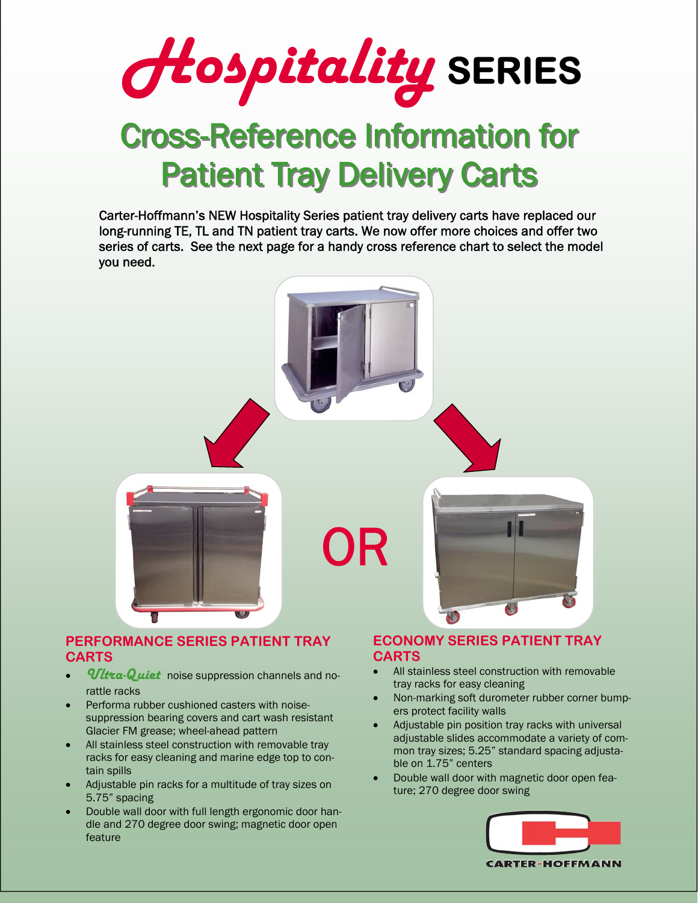# *Hospitality* SERIES

## Cross-Reference Information for Patient Tray Delivery Carts

Carter-Hoffmann's NEW Hospitality Series patient tray delivery carts have replaced our long-running TE, TL and TN patient tray carts. We now offer more choices and offer two series of carts. See the next page for a handy cross reference chart to select the model you need.

OR

### PERFORMANCE SERIES PATIENT TRAY CARTS

- *Ultra-Quiet* noise suppression channels and no-rattle racks
- Performa rubber cushioned casters with noise-suppression bearing covers and cart wash resistant Glacier FM grease; wheel-ahead pattern
- All stainless steel construction with removable tray racks for easy cleaning and marine edge top to contain spills
- Adjustable pin racks for a multitude of tray sizes on 5.75" spacing
- Double wall door with full length ergonomic door handle and 270 degree door swing; magnetic door open feature

### ECONOMY SERIES PATIENT TRAY CARTS

- All stainless steel construction with removable tray racks for easy cleaning
- Non-marking soft durometer rubber corner bumpers protect facility walls
- Adjustable pin position tray racks with universal adjustable slides accommodate a variety of common tray sizes; 5.25" standard spacing adjustable on 1.75" centers
- Double wall door with magnetic door open feature; 270 degree door swing

CARTER-HOFFMANN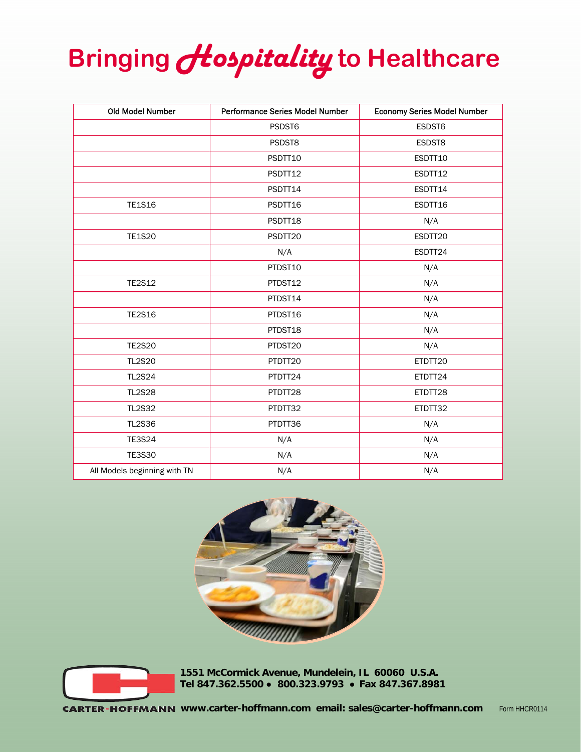# Bringing *Hospitality* to Healthcare

| Old Model Number | Performance Series Model Number | Economy Series Model Number |
|---|---|---|
| | PSDST6 | ESDST6 |
| | PSDST8 | ESDST8 |
| | PSDTT10 | ESDTT10 |
| | PSDTT12 | ESDTT12 |
| | PSDTT14 | ESDTT14 |
| TE1S16 | PSDTT16 | ESDTT16 |
| | PSDTT18 | N/A |
| TE1S20 | PSDTT20 | ESDTT20 |
| | N/A | ESDTT24 |
| | PTDST10 | N/A |
| TE2S12 | PTDST12 | N/A |
| | PTDST14 | N/A |
| TE2S16 | PTDST16 | N/A |
| | PTDST18 | N/A |
| TE2S20 | PTDST20 | N/A |
| TL2S20 | PTDTT20 | ETDTT20 |
| TL2S24 | PTDTT24 | ETDTT24 |
| TL2S28 | PTDTT28 | ETDTT28 |
| TL2S32 | PTDTT32 | ETDTT32 |
| TL2S36 | PTDTT36 | N/A |
| TE3S24 | N/A | N/A |
| TE3S30 | N/A | N/A |
| All Models beginning with TN | N/A | N/A |

CARTER-HOFFMANN

**1551 McCormick Avenue, Mundelein, IL 60060 U.S.A.**
**Tel 847.362.5500 • 800.323.9793 • Fax 847.367.8981**
**www.carter-hoffmann.com email: sales@carter-hoffmann.com**

Form HHCR0114